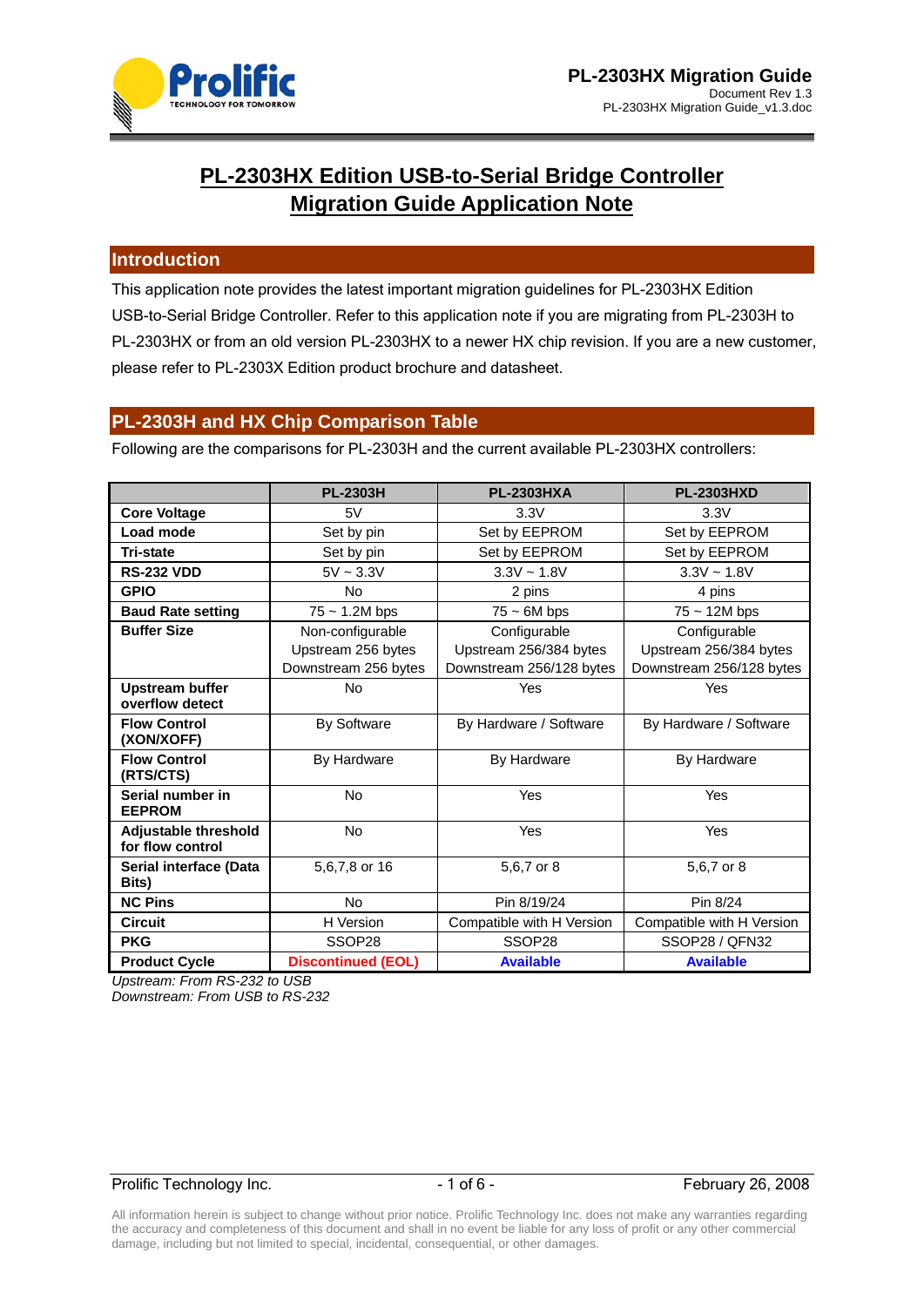# PL-2303HX Edition USB-to-Serial Bridge Controller Migration Guide Application Note

## Introduction

This application note provides the latest important migration guidelines for PL-2303HX Edition USB-to-Serial Bridge Controller. Refer to this application note if you are migrating from PL-2303H to PL-2303HX or from an old version PL-2303HX to a newer HX chip revision. If you are a new customer, please refer to PL-2303X Edition product brochure and datasheet.

## PL-2303H and HX Chip Comparison Table

Following are the comparisons for PL-2303H and the current available PL-2303HX controllers:

| | PL-2303H | PL-2303HXA | PL-2303HXD |
|---|---|---|---|
| **Core Voltage** | 5V | 3.3V | 3.3V |
| **Load mode** | Set by pin | Set by EEPROM | Set by EEPROM |
| **Tri-state** | Set by pin | Set by EEPROM | Set by EEPROM |
| **RS-232 VDD** | 5V ~ 3.3V | 3.3V ~ 1.8V | 3.3V ~ 1.8V |
| **GPIO** | No | 2 pins | 4 pins |
| **Baud Rate setting** | 75 ~ 1.2M bps | 75 ~ 6M bps | 75 ~ 12M bps |
| **Buffer Size** | Non-configurable<br>Upstream 256 bytes<br>Downstream 256 bytes | Configurable<br>Upstream 256/384 bytes<br>Downstream 256/128 bytes | Configurable<br>Upstream 256/384 bytes<br>Downstream 256/128 bytes |
| **Upstream buffer overflow detect** | No | Yes | Yes |
| **Flow Control (XON/XOFF)** | By Software | By Hardware / Software | By Hardware / Software |
| **Flow Control (RTS/CTS)** | By Hardware | By Hardware | By Hardware |
| **Serial number in EEPROM** | No | Yes | Yes |
| **Adjustable threshold for flow control** | No | Yes | Yes |
| **Serial interface (Data Bits)** | 5,6,7,8 or 16 | 5,6,7 or 8 | 5,6,7 or 8 |
| **NC Pins** | No | Pin 8/19/24 | Pin 8/24 |
| **Circuit** | H Version | Compatible with H Version | Compatible with H Version |
| **PKG** | SSOP28 | SSOP28 | SSOP28 / QFN32 |
| **Product Cycle** | **Discontinued (EOL)** | **Available** | **Available** |

*Upstream: From RS-232 to USB*
*Downstream: From USB to RS-232*

All information herein is subject to change without prior notice. Prolific Technology Inc. does not make any warranties regarding the accuracy and completeness of this document and shall in no event be liable for any loss of profit or any other commercial damage, including but not limited to special, incidental, consequential, or other damages.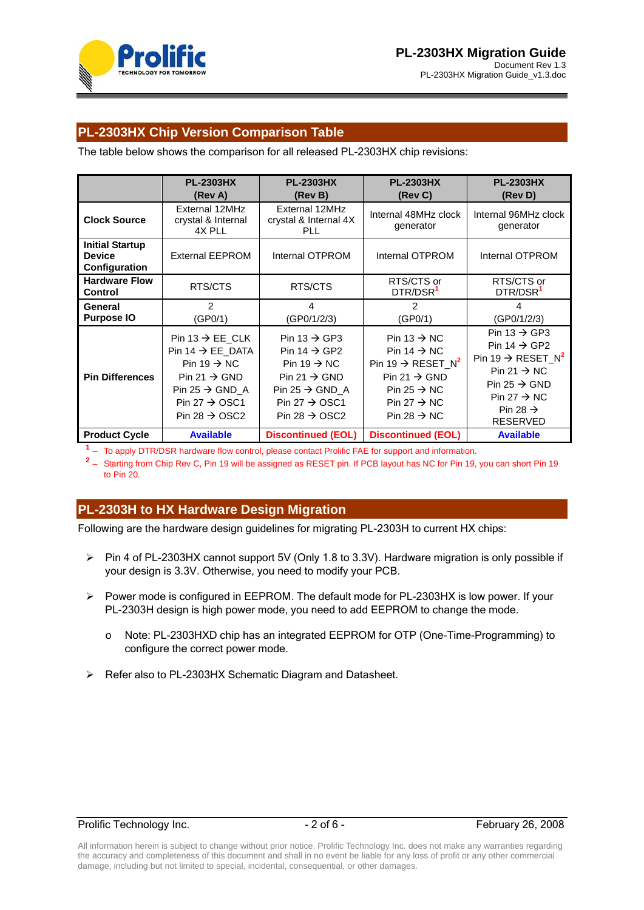## PL-2303HX Chip Version Comparison Table

The table below shows the comparison for all released PL-2303HX chip revisions:

| | PL-2303HX (Rev A) | PL-2303HX (Rev B) | PL-2303HX (Rev C) | PL-2303HX (Rev D) |
|---|---|---|---|---|
| **Clock Source** | External 12MHz crystal & Internal 4X PLL | External 12MHz crystal & Internal 4X PLL | Internal 48MHz clock generator | Internal 96MHz clock generator |
| **Initial Startup Device Configuration** | External EEPROM | Internal OTPROM | Internal OTPROM | Internal OTPROM |
| **Hardware Flow Control** | RTS/CTS | RTS/CTS | RTS/CTS or DTR/DSR[1] | RTS/CTS or DTR/DSR[1] |
| **General Purpose IO** | 2 (GP0/1) | 4 (GP0/1/2/3) | 2 (GP0/1) | 4 (GP0/1/2/3) |
| **Pin Differences** | Pin 13 → EE_CLK<br>Pin 14 → EE_DATA<br>Pin 19 → NC<br>Pin 21 → GND<br>Pin 25 → GND_A<br>Pin 27 → OSC1<br>Pin 28 → OSC2 | Pin 13 → GP3<br>Pin 14 → GP2<br>Pin 19 → NC<br>Pin 21 → GND<br>Pin 25 → GND_A<br>Pin 27 → OSC1<br>Pin 28 → OSC2 | Pin 13 → NC<br>Pin 14 → NC<br>Pin 19 → RESET_N[2]<br>Pin 21 → GND<br>Pin 25 → NC<br>Pin 27 → NC<br>Pin 28 → NC | Pin 13 → GP3<br>Pin 14 → GP2<br>Pin 19 → RESET_N[2]<br>Pin 21 → NC<br>Pin 25 → GND<br>Pin 27 → NC<br>Pin 28 → RESERVED |
| **Product Cycle** | **Available** | **Discontinued (EOL)** | **Discontinued (EOL)** | **Available** |

[1] – To apply DTR/DSR hardware flow control, please contact Prolific FAE for support and information.

[2] – Starting from Chip Rev C, Pin 19 will be assigned as RESET pin. If PCB layout has NC for Pin 19, you can short Pin 19 to Pin 20.

## PL-2303H to HX Hardware Design Migration

Following are the hardware design guidelines for migrating PL-2303H to current HX chips:

- Pin 4 of PL-2303HX cannot support 5V (Only 1.8 to 3.3V). Hardware migration is only possible if your design is 3.3V. Otherwise, you need to modify your PCB.
- Power mode is configured in EEPROM. The default mode for PL-2303HX is low power. If your PL-2303H design is high power mode, you need to add EEPROM to change the mode.
  - Note: PL-2303HXD chip has an integrated EEPROM for OTP (One-Time-Programming) to configure the correct power mode.
- Refer also to PL-2303HX Schematic Diagram and Datasheet.

All information herein is subject to change without prior notice. Prolific Technology Inc. does not make any warranties regarding the accuracy and completeness of this document and shall in no event be liable for any loss of profit or any other commercial damage, including but not limited to special, incidental, consequential, or other damages.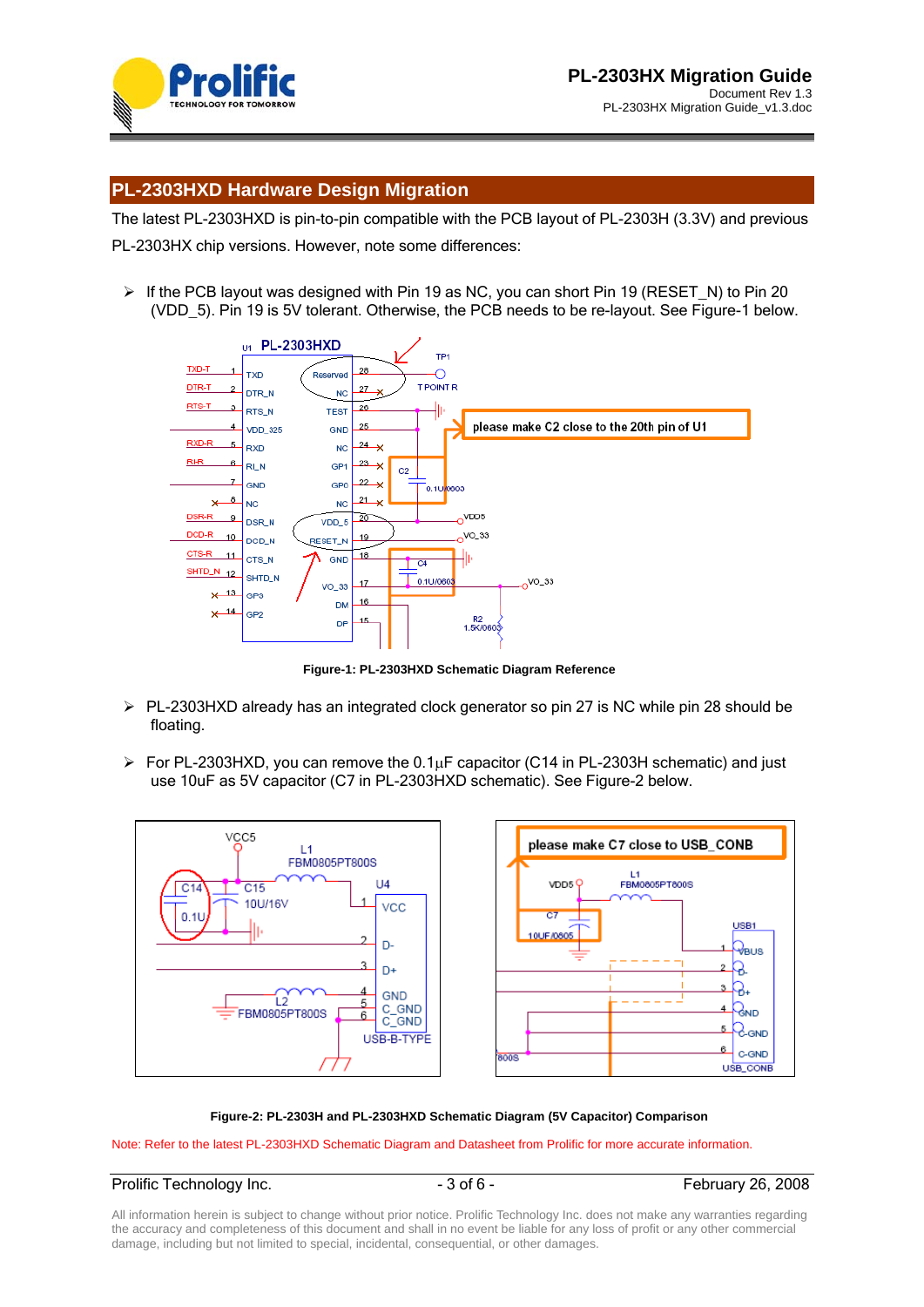## PL-2303HXD Hardware Design Migration

The latest PL-2303HXD is pin-to-pin compatible with the PCB layout of PL-2303H (3.3V) and previous PL-2303HX chip versions. However, note some differences:

- If the PCB layout was designed with Pin 19 as NC, you can short Pin 19 (RESET_N) to Pin 20 (VDD_5). Pin 19 is 5V tolerant. Otherwise, the PCB needs to be re-layout. See Figure-1 below.

**Figure-1: PL-2303HXD Schematic Diagram Reference**

- PL-2303HXD already has an integrated clock generator so pin 27 is NC while pin 28 should be floating.

- For PL-2303HXD, you can remove the 0.1μF capacitor (C14 in PL-2303H schematic) and just use 10uF as 5V capacitor (C7 in PL-2303HXD schematic). See Figure-2 below.

**Figure-2: PL-2303H and PL-2303HXD Schematic Diagram (5V Capacitor) Comparison**

Note: Refer to the latest PL-2303HXD Schematic Diagram and Datasheet from Prolific for more accurate information.

All information herein is subject to change without prior notice. Prolific Technology Inc. does not make any warranties regarding the accuracy and completeness of this document and shall in no event be liable for any loss of profit or any other commercial damage, including but not limited to special, incidental, consequential, or other damages.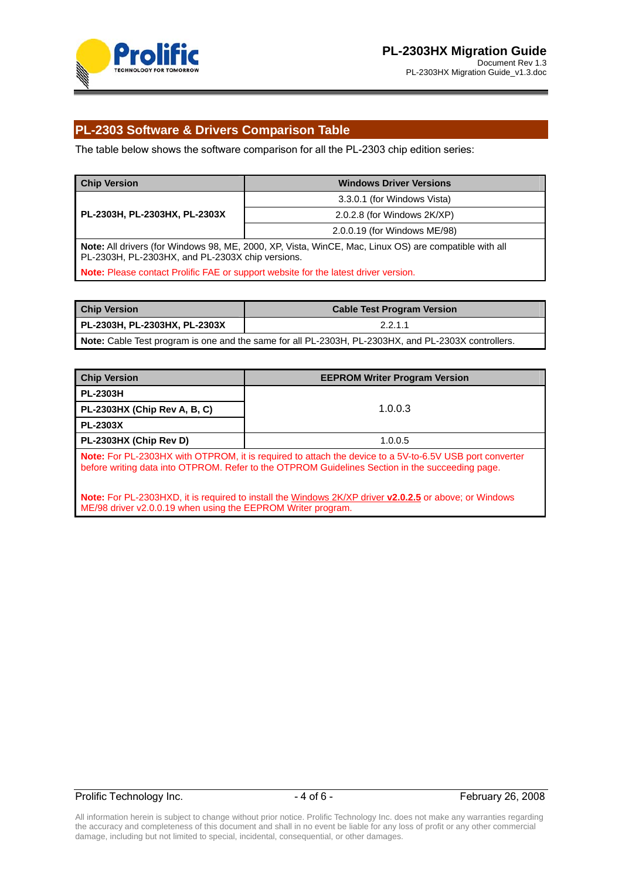## PL-2303 Software & Drivers Comparison Table

The table below shows the software comparison for all the PL-2303 chip edition series:

| Chip Version | Windows Driver Versions |
|---|---|
| **PL-2303H, PL-2303HX, PL-2303X** | 3.3.0.1 (for Windows Vista) |
| | 2.0.2.8 (for Windows 2K/XP) |
| | 2.0.0.19 (for Windows ME/98) |

**Note:** All drivers (for Windows 98, ME, 2000, XP, Vista, WinCE, Mac, Linux OS) are compatible with all PL-2303H, PL-2303HX, and PL-2303X chip versions.

**Note:** Please contact Prolific FAE or support website for the latest driver version.

| Chip Version | Cable Test Program Version |
|---|---|
| **PL-2303H, PL-2303HX, PL-2303X** | 2.2.1.1 |

**Note:** Cable Test program is one and the same for all PL-2303H, PL-2303HX, and PL-2303X controllers.

| Chip Version | EEPROM Writer Program Version |
|---|---|
| **PL-2303H** | 1.0.0.3 |
| **PL-2303HX (Chip Rev A, B, C)** | |
| **PL-2303X** | |
| **PL-2303HX (Chip Rev D)** | 1.0.0.5 |

**Note:** For PL-2303HX with OTPROM, it is required to attach the device to a 5V-to-6.5V USB port converter before writing data into OTPROM. Refer to the OTPROM Guidelines Section in the succeeding page.

**Note:** For PL-2303HXD, it is required to install the Windows 2K/XP driver **v2.0.2.5** or above; or Windows ME/98 driver v2.0.0.19 when using the EEPROM Writer program.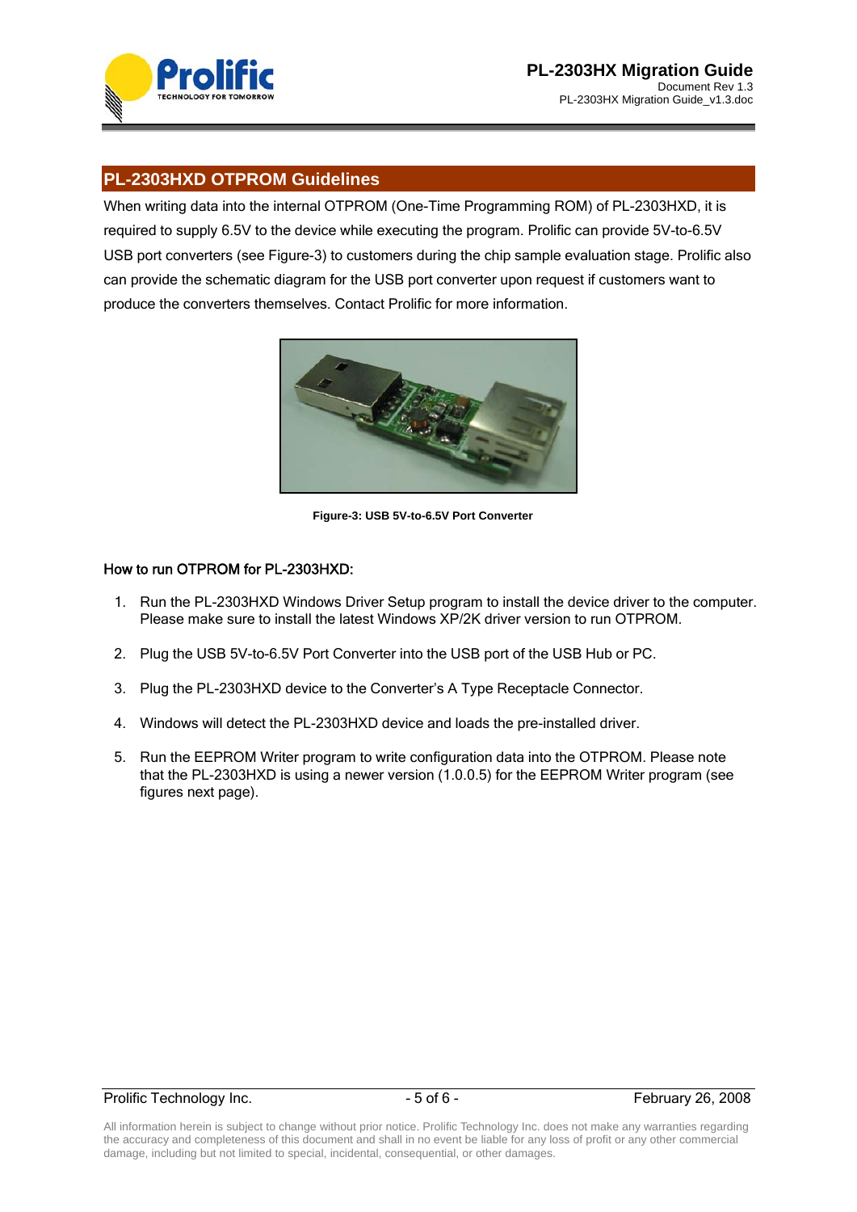## PL-2303HXD OTPROM Guidelines

When writing data into the internal OTPROM (One-Time Programming ROM) of PL-2303HXD, it is required to supply 6.5V to the device while executing the program. Prolific can provide 5V-to-6.5V USB port converters (see Figure-3) to customers during the chip sample evaluation stage. Prolific also can provide the schematic diagram for the USB port converter upon request if customers want to produce the converters themselves. Contact Prolific for more information.

**Figure-3: USB 5V-to-6.5V Port Converter**

### How to run OTPROM for PL-2303HXD:

1. Run the PL-2303HXD Windows Driver Setup program to install the device driver to the computer. Please make sure to install the latest Windows XP/2K driver version to run OTPROM.
2. Plug the USB 5V-to-6.5V Port Converter into the USB port of the USB Hub or PC.
3. Plug the PL-2303HXD device to the Converter's A Type Receptacle Connector.
4. Windows will detect the PL-2303HXD device and loads the pre-installed driver.
5. Run the EEPROM Writer program to write configuration data into the OTPROM. Please note that the PL-2303HXD is using a newer version (1.0.0.5) for the EEPROM Writer program (see figures next page).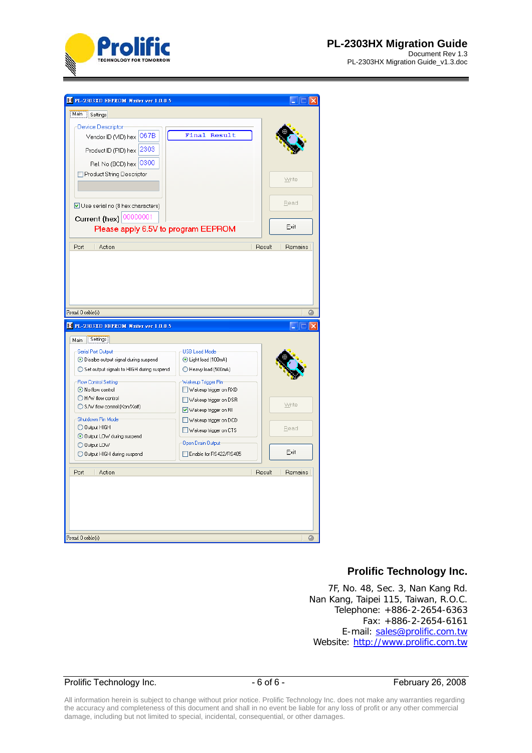PL-2303XD EEPROM Writer ver 1.0.0.5

Main | Settings

Device Descriptor

Vendor ID (VID) hex 067B

Product ID (PID) hex 2303

Rel. No (BCD) hex 0300

Product String Descriptor

Use serial no (8 hex characters)

Current (hex) 00000001

Final Result

Please apply 6.5V to program EEPROM

Write

Read

Exit

| Port | Action | Result | Remains |
| --- | --- | --- | --- |

Found 0 cable(s)

PL-2303XD EEPROM Writer ver 1.0.0.5

Main | Settings

Serial Port Output

- Disable output signal during suspend
- Set output signals to HIGH during suspend

USB Load Mode

- Light load (100mA)
- Heavy load (500mA)

Flow Control Setting

- No flow control
- H/W flow control
- S/W flow control (Xon/Xoff)

Wakeup Trigger Pin

- Wakeup trigger on RXD
- Wakeup trigger on DSR
- Wakeup trigger on RI
- Wakeup trigger on DCD
- Wakeup trigger on CTS

Shutdown Pin Mode

- Output HIGH
- Output LOW during suspend
- Output LOW
- Output HIGH during suspend

Open Drain Output

- Enable for RS422/RS485

Write

Read

Exit

| Port | Action | Result | Remains |
| --- | --- | --- | --- |

Found 0 cable(s)

**Prolific Technology Inc.**

7F, No. 48, Sec. 3, Nan Kang Rd.
Nan Kang, Taipei 115, Taiwan, R.O.C.
Telephone: +886-2-2654-6363
Fax: +886-2-2654-6161
E-mail: sales@prolific.com.tw
Website: http://www.prolific.com.tw